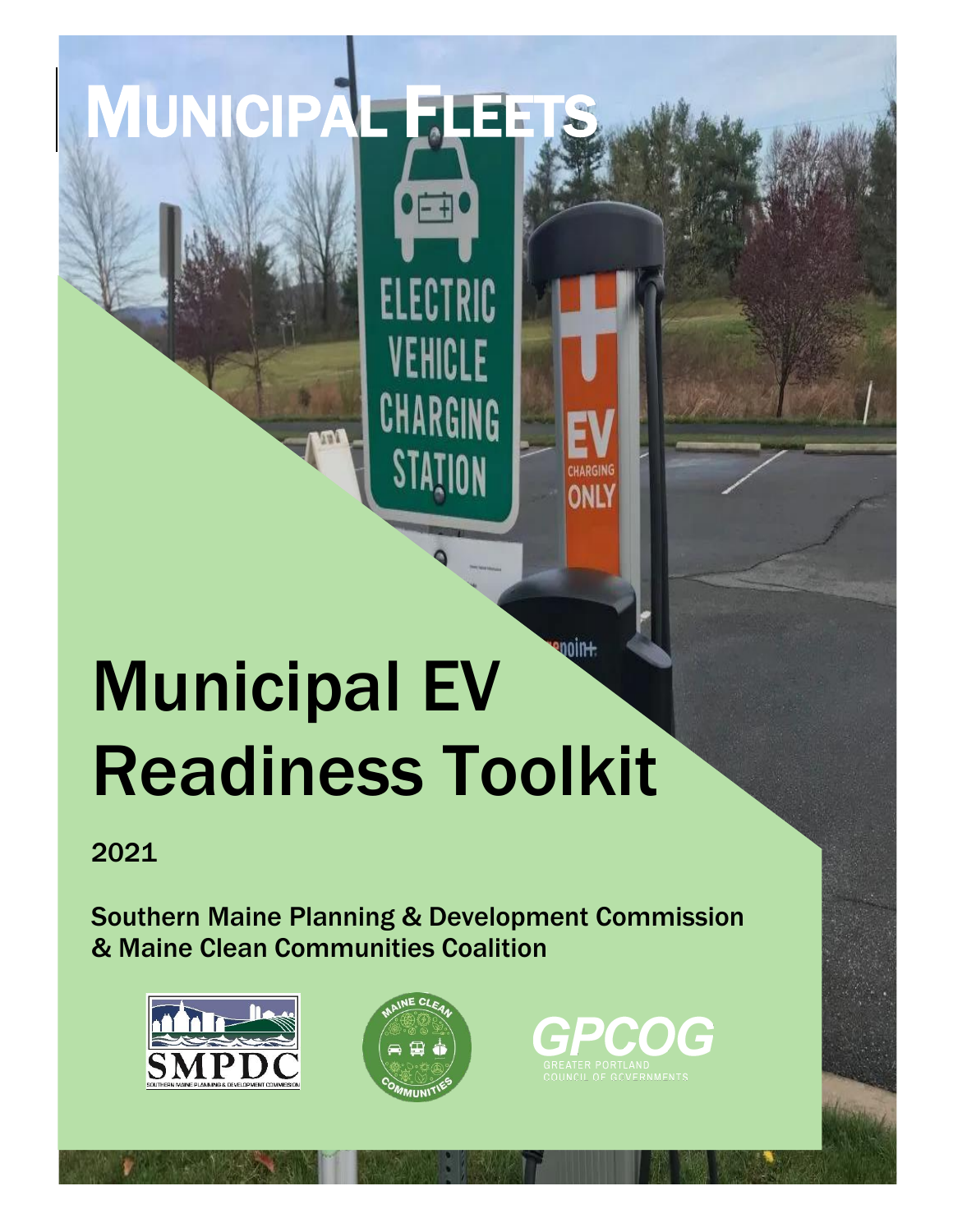# MUNICIPAL FLEETS

# Municipal EV Readiness Toolkit

2021

**Southern Maine Planning & Development Commission & Maine Clean Communities Coalition**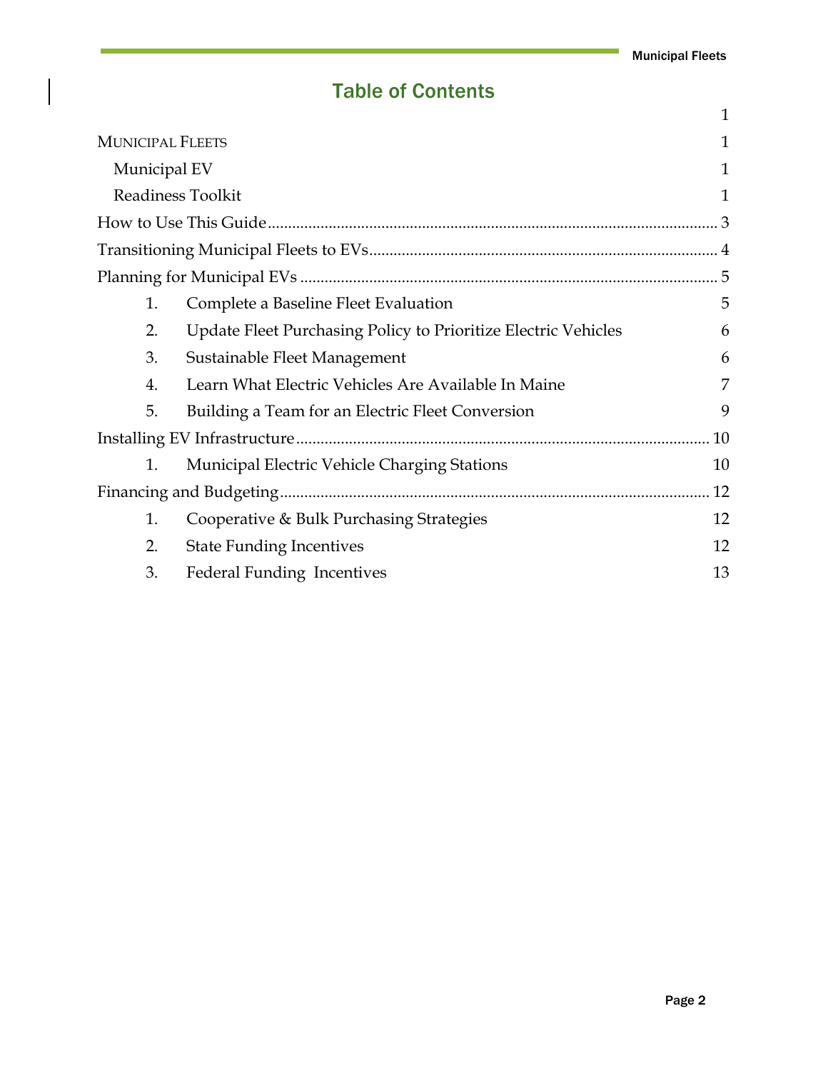# Table of Contents

| | |
|---|---|
| | 1 |
| MUNICIPAL FLEETS | 1 |
| Municipal EV | 1 |
| Readiness Toolkit | 1 |
| How to Use This Guide | 3 |
| Transitioning Municipal Fleets to EVs | 4 |
| Planning for Municipal EVs | 5 |
| 1. Complete a Baseline Fleet Evaluation | 5 |
| 2. Update Fleet Purchasing Policy to Prioritize Electric Vehicles | 6 |
| 3. Sustainable Fleet Management | 6 |
| 4. Learn What Electric Vehicles Are Available In Maine | 7 |
| 5. Building a Team for an Electric Fleet Conversion | 9 |
| Installing EV Infrastructure | 10 |
| 1. Municipal Electric Vehicle Charging Stations | 10 |
| Financing and Budgeting | 12 |
| 1. Cooperative & Bulk Purchasing Strategies | 12 |
| 2. State Funding Incentives | 12 |
| 3. Federal Funding Incentives | 13 |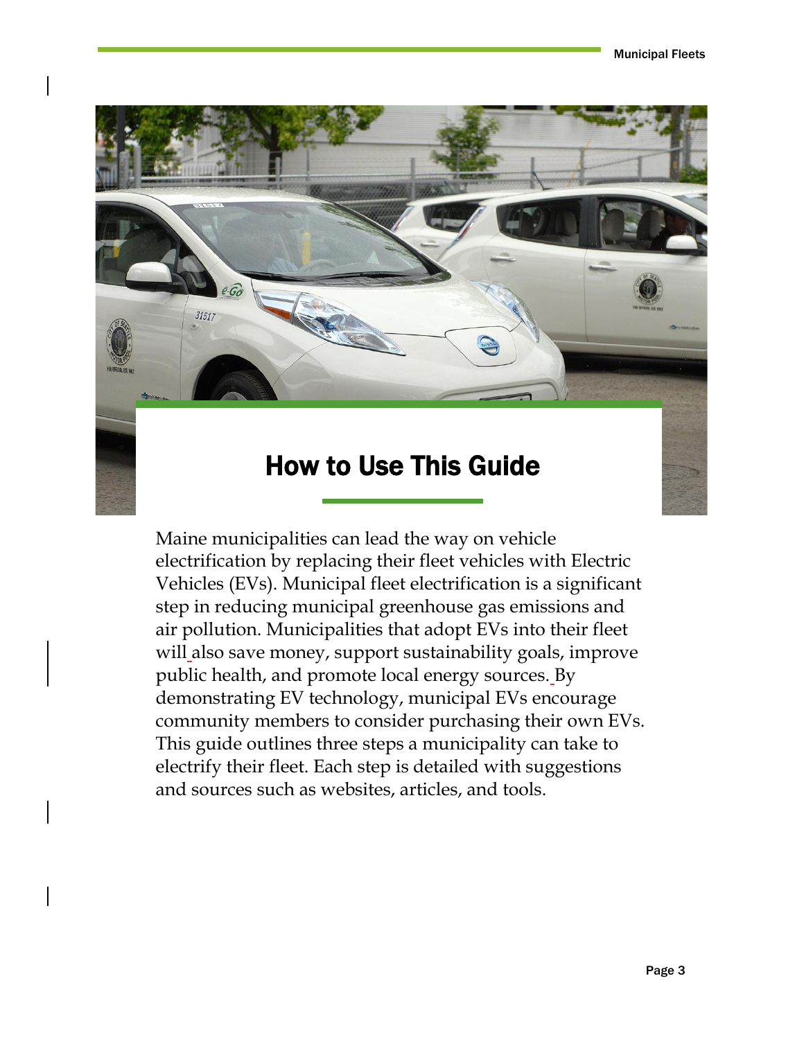# How to Use This Guide

Maine municipalities can lead the way on vehicle electrification by replacing their fleet vehicles with Electric Vehicles (EVs). Municipal fleet electrification is a significant step in reducing municipal greenhouse gas emissions and air pollution. Municipalities that adopt EVs into their fleet will also save money, support sustainability goals, improve public health, and promote local energy sources. By demonstrating EV technology, municipal EVs encourage community members to consider purchasing their own EVs. This guide outlines three steps a municipality can take to electrify their fleet. Each step is detailed with suggestions and sources such as websites, articles, and tools.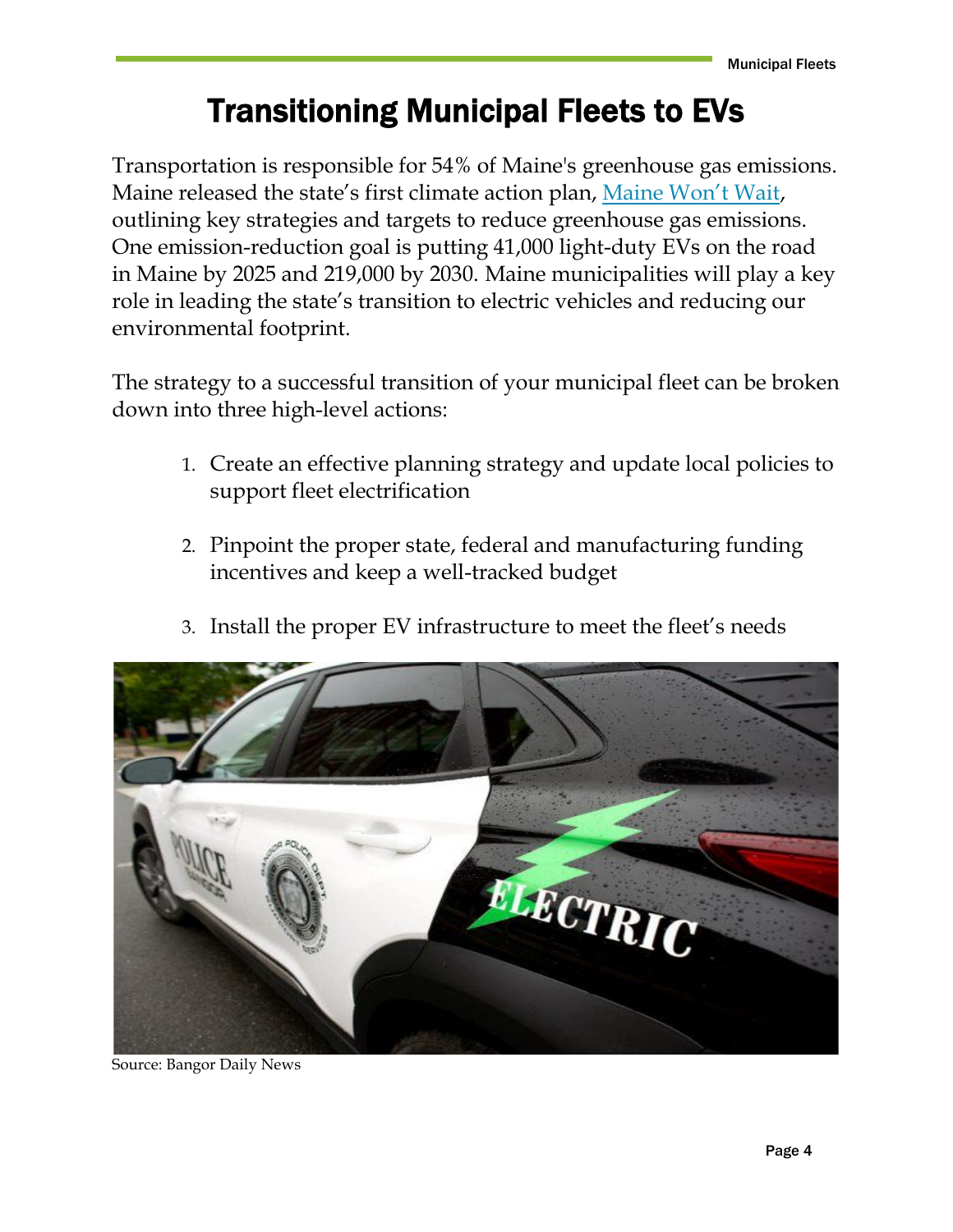# Transitioning Municipal Fleets to EVs

Transportation is responsible for 54% of Maine's greenhouse gas emissions. Maine released the state's first climate action plan, Maine Won't Wait, outlining key strategies and targets to reduce greenhouse gas emissions. One emission-reduction goal is putting 41,000 light-duty EVs on the road in Maine by 2025 and 219,000 by 2030. Maine municipalities will play a key role in leading the state's transition to electric vehicles and reducing our environmental footprint.

The strategy to a successful transition of your municipal fleet can be broken down into three high-level actions:

1. Create an effective planning strategy and update local policies to support fleet electrification

2. Pinpoint the proper state, federal and manufacturing funding incentives and keep a well-tracked budget

3. Install the proper EV infrastructure to meet the fleet's needs

Source: Bangor Daily News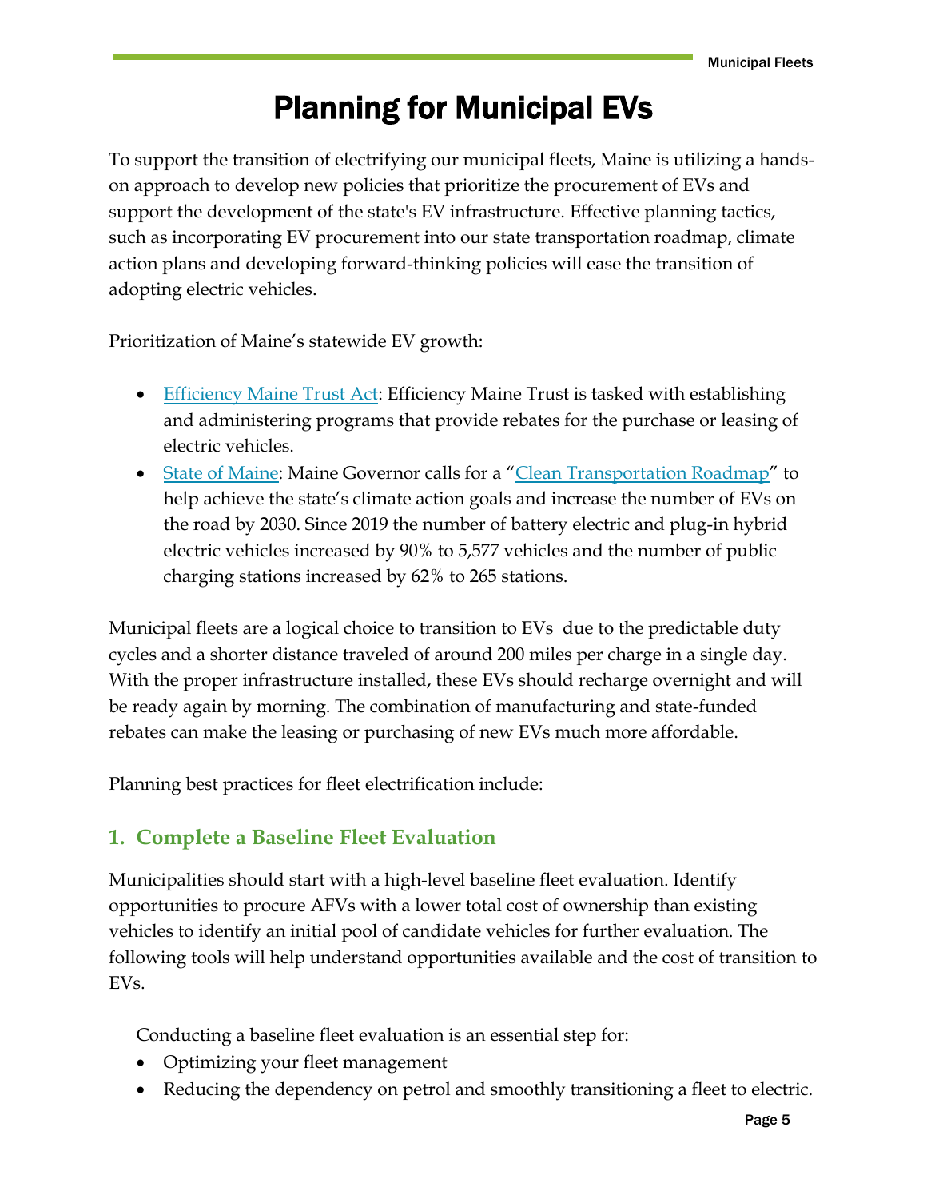# Planning for Municipal EVs

To support the transition of electrifying our municipal fleets, Maine is utilizing a hands-on approach to develop new policies that prioritize the procurement of EVs and support the development of the state's EV infrastructure. Effective planning tactics, such as incorporating EV procurement into our state transportation roadmap, climate action plans and developing forward-thinking policies will ease the transition of adopting electric vehicles.

Prioritization of Maine's statewide EV growth:

- Efficiency Maine Trust Act: Efficiency Maine Trust is tasked with establishing and administering programs that provide rebates for the purchase or leasing of electric vehicles.
- State of Maine: Maine Governor calls for a "Clean Transportation Roadmap" to help achieve the state's climate action goals and increase the number of EVs on the road by 2030. Since 2019 the number of battery electric and plug-in hybrid electric vehicles increased by 90% to 5,577 vehicles and the number of public charging stations increased by 62% to 265 stations.

Municipal fleets are a logical choice to transition to EVs due to the predictable duty cycles and a shorter distance traveled of around 200 miles per charge in a single day. With the proper infrastructure installed, these EVs should recharge overnight and will be ready again by morning. The combination of manufacturing and state-funded rebates can make the leasing or purchasing of new EVs much more affordable.

Planning best practices for fleet electrification include:

## 1. Complete a Baseline Fleet Evaluation

Municipalities should start with a high-level baseline fleet evaluation. Identify opportunities to procure AFVs with a lower total cost of ownership than existing vehicles to identify an initial pool of candidate vehicles for further evaluation. The following tools will help understand opportunities available and the cost of transition to EVs.

Conducting a baseline fleet evaluation is an essential step for:

- Optimizing your fleet management
- Reducing the dependency on petrol and smoothly transitioning a fleet to electric.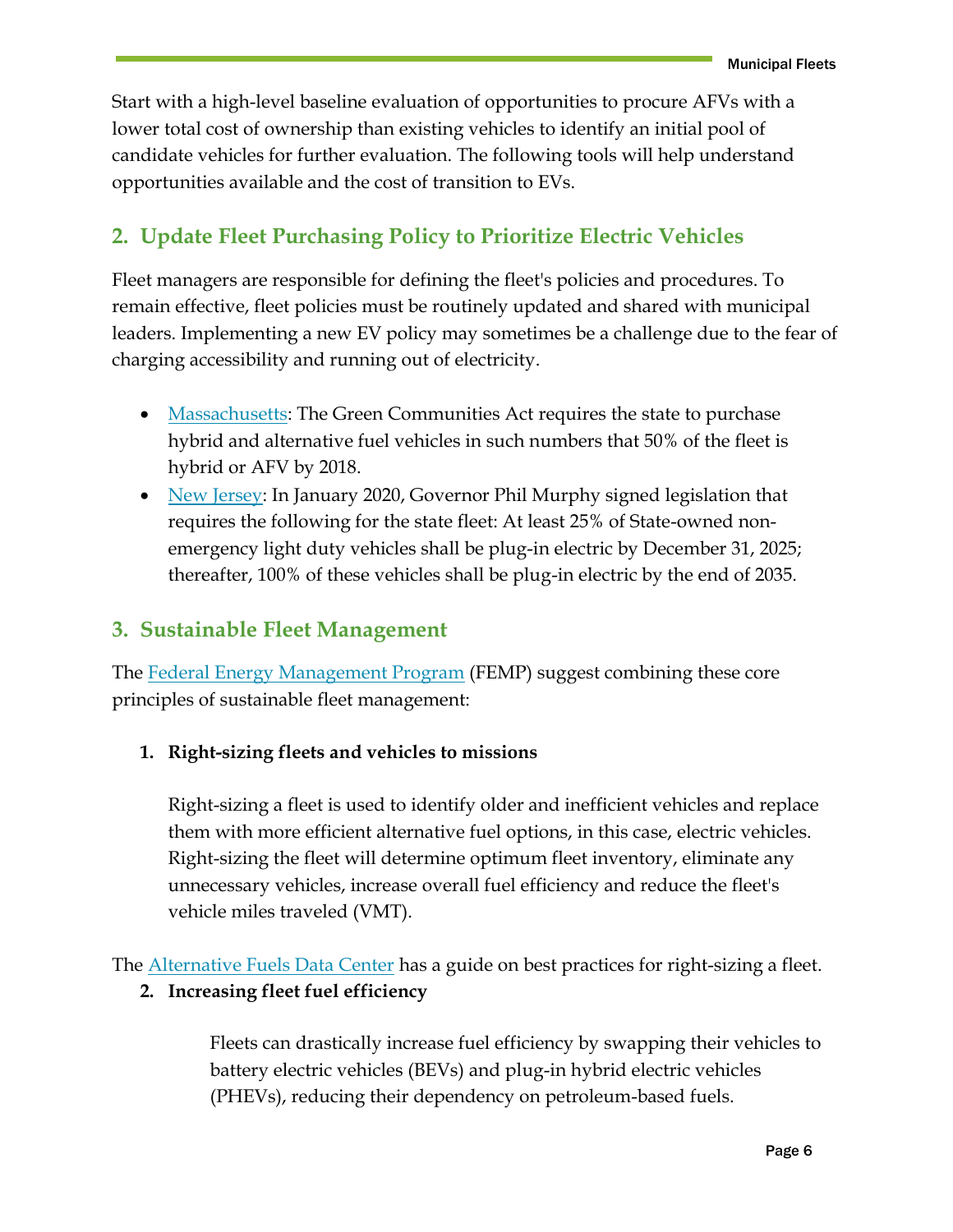Start with a high-level baseline evaluation of opportunities to procure AFVs with a lower total cost of ownership than existing vehicles to identify an initial pool of candidate vehicles for further evaluation. The following tools will help understand opportunities available and the cost of transition to EVs.

## 2. Update Fleet Purchasing Policy to Prioritize Electric Vehicles

Fleet managers are responsible for defining the fleet's policies and procedures. To remain effective, fleet policies must be routinely updated and shared with municipal leaders. Implementing a new EV policy may sometimes be a challenge due to the fear of charging accessibility and running out of electricity.

- Massachusetts: The Green Communities Act requires the state to purchase hybrid and alternative fuel vehicles in such numbers that 50% of the fleet is hybrid or AFV by 2018.
- New Jersey: In January 2020, Governor Phil Murphy signed legislation that requires the following for the state fleet: At least 25% of State-owned non-emergency light duty vehicles shall be plug-in electric by December 31, 2025; thereafter, 100% of these vehicles shall be plug-in electric by the end of 2035.

## 3. Sustainable Fleet Management

The Federal Energy Management Program (FEMP) suggest combining these core principles of sustainable fleet management:

1. **Right-sizing fleets and vehicles to missions**

   Right-sizing a fleet is used to identify older and inefficient vehicles and replace them with more efficient alternative fuel options, in this case, electric vehicles. Right-sizing the fleet will determine optimum fleet inventory, eliminate any unnecessary vehicles, increase overall fuel efficiency and reduce the fleet's vehicle miles traveled (VMT).

The Alternative Fuels Data Center has a guide on best practices for right-sizing a fleet.

2. **Increasing fleet fuel efficiency**

   Fleets can drastically increase fuel efficiency by swapping their vehicles to battery electric vehicles (BEVs) and plug-in hybrid electric vehicles (PHEVs), reducing their dependency on petroleum-based fuels.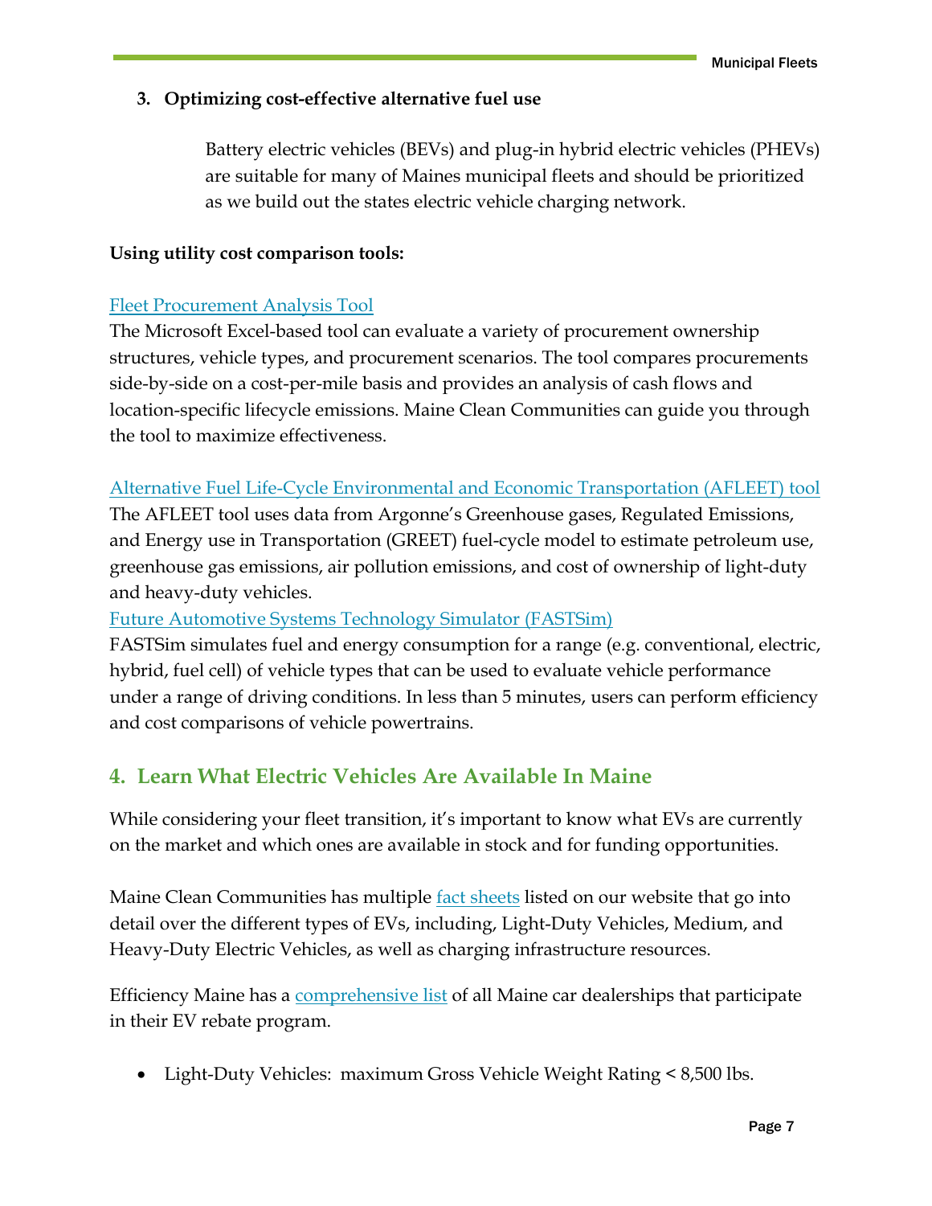### 3. Optimizing cost-effective alternative fuel use

Battery electric vehicles (BEVs) and plug-in hybrid electric vehicles (PHEVs) are suitable for many of Maines municipal fleets and should be prioritized as we build out the states electric vehicle charging network.

**Using utility cost comparison tools:**

Fleet Procurement Analysis Tool
The Microsoft Excel-based tool can evaluate a variety of procurement ownership structures, vehicle types, and procurement scenarios. The tool compares procurements side-by-side on a cost-per-mile basis and provides an analysis of cash flows and location-specific lifecycle emissions. Maine Clean Communities can guide you through the tool to maximize effectiveness.

Alternative Fuel Life-Cycle Environmental and Economic Transportation (AFLEET) tool
The AFLEET tool uses data from Argonne's Greenhouse gases, Regulated Emissions, and Energy use in Transportation (GREET) fuel-cycle model to estimate petroleum use, greenhouse gas emissions, air pollution emissions, and cost of ownership of light-duty and heavy-duty vehicles.
Future Automotive Systems Technology Simulator (FASTSim)
FASTSim simulates fuel and energy consumption for a range (e.g. conventional, electric, hybrid, fuel cell) of vehicle types that can be used to evaluate vehicle performance under a range of driving conditions. In less than 5 minutes, users can perform efficiency and cost comparisons of vehicle powertrains.

## 4. Learn What Electric Vehicles Are Available In Maine

While considering your fleet transition, it's important to know what EVs are currently on the market and which ones are available in stock and for funding opportunities.

Maine Clean Communities has multiple fact sheets listed on our website that go into detail over the different types of EVs, including, Light-Duty Vehicles, Medium, and Heavy-Duty Electric Vehicles, as well as charging infrastructure resources.

Efficiency Maine has a comprehensive list of all Maine car dealerships that participate in their EV rebate program.

- Light-Duty Vehicles: maximum Gross Vehicle Weight Rating < 8,500 lbs.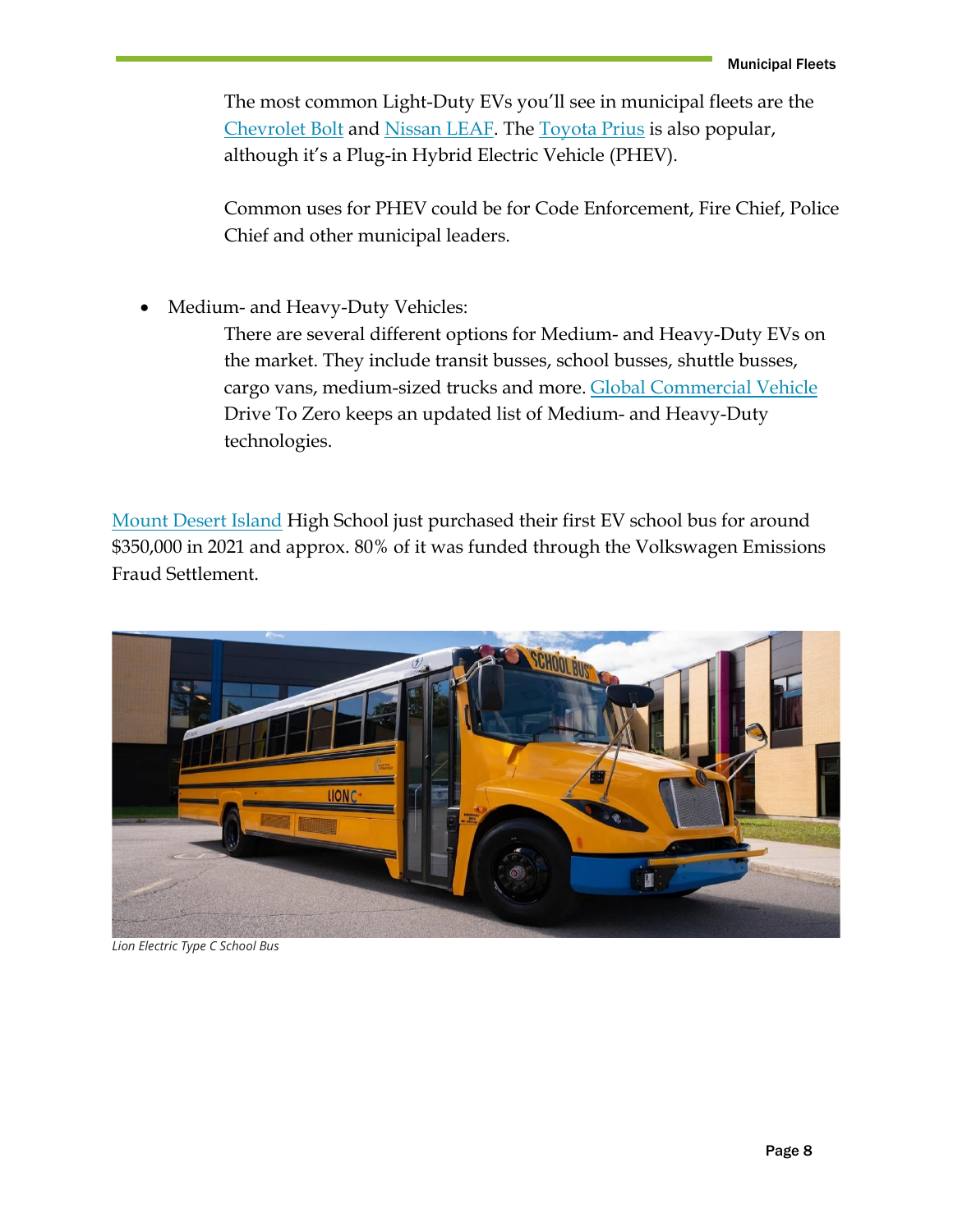The most common Light-Duty EVs you'll see in municipal fleets are the Chevrolet Bolt and Nissan LEAF. The Toyota Prius is also popular, although it's a Plug-in Hybrid Electric Vehicle (PHEV).

Common uses for PHEV could be for Code Enforcement, Fire Chief, Police Chief and other municipal leaders.

- Medium- and Heavy-Duty Vehicles:

  There are several different options for Medium- and Heavy-Duty EVs on the market. They include transit busses, school busses, shuttle busses, cargo vans, medium-sized trucks and more. Global Commercial Vehicle Drive To Zero keeps an updated list of Medium- and Heavy-Duty technologies.

Mount Desert Island High School just purchased their first EV school bus for around $350,000 in 2021 and approx. 80% of it was funded through the Volkswagen Emissions Fraud Settlement.

*Lion Electric Type C School Bus*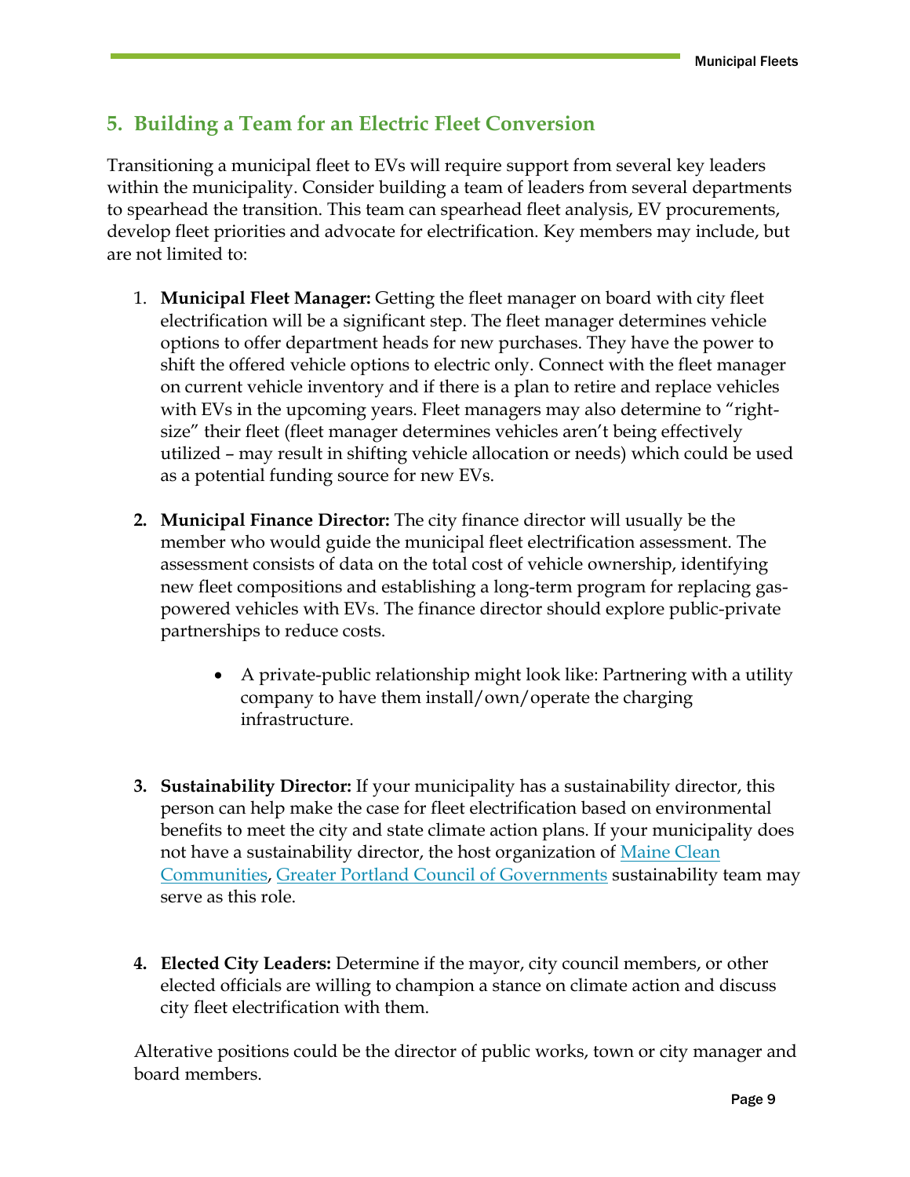## 5. Building a Team for an Electric Fleet Conversion

Transitioning a municipal fleet to EVs will require support from several key leaders within the municipality. Consider building a team of leaders from several departments to spearhead the transition. This team can spearhead fleet analysis, EV procurements, develop fleet priorities and advocate for electrification. Key members may include, but are not limited to:

1. **Municipal Fleet Manager:** Getting the fleet manager on board with city fleet electrification will be a significant step. The fleet manager determines vehicle options to offer department heads for new purchases. They have the power to shift the offered vehicle options to electric only. Connect with the fleet manager on current vehicle inventory and if there is a plan to retire and replace vehicles with EVs in the upcoming years. Fleet managers may also determine to "right-size" their fleet (fleet manager determines vehicles aren't being effectively utilized – may result in shifting vehicle allocation or needs) which could be used as a potential funding source for new EVs.

2. **Municipal Finance Director:** The city finance director will usually be the member who would guide the municipal fleet electrification assessment. The assessment consists of data on the total cost of vehicle ownership, identifying new fleet compositions and establishing a long-term program for replacing gas-powered vehicles with EVs. The finance director should explore public-private partnerships to reduce costs.

    - A private-public relationship might look like: Partnering with a utility company to have them install/own/operate the charging infrastructure.

3. **Sustainability Director:** If your municipality has a sustainability director, this person can help make the case for fleet electrification based on environmental benefits to meet the city and state climate action plans. If your municipality does not have a sustainability director, the host organization of Maine Clean Communities, Greater Portland Council of Governments sustainability team may serve as this role.

4. **Elected City Leaders:** Determine if the mayor, city council members, or other elected officials are willing to champion a stance on climate action and discuss city fleet electrification with them.

Alterative positions could be the director of public works, town or city manager and board members.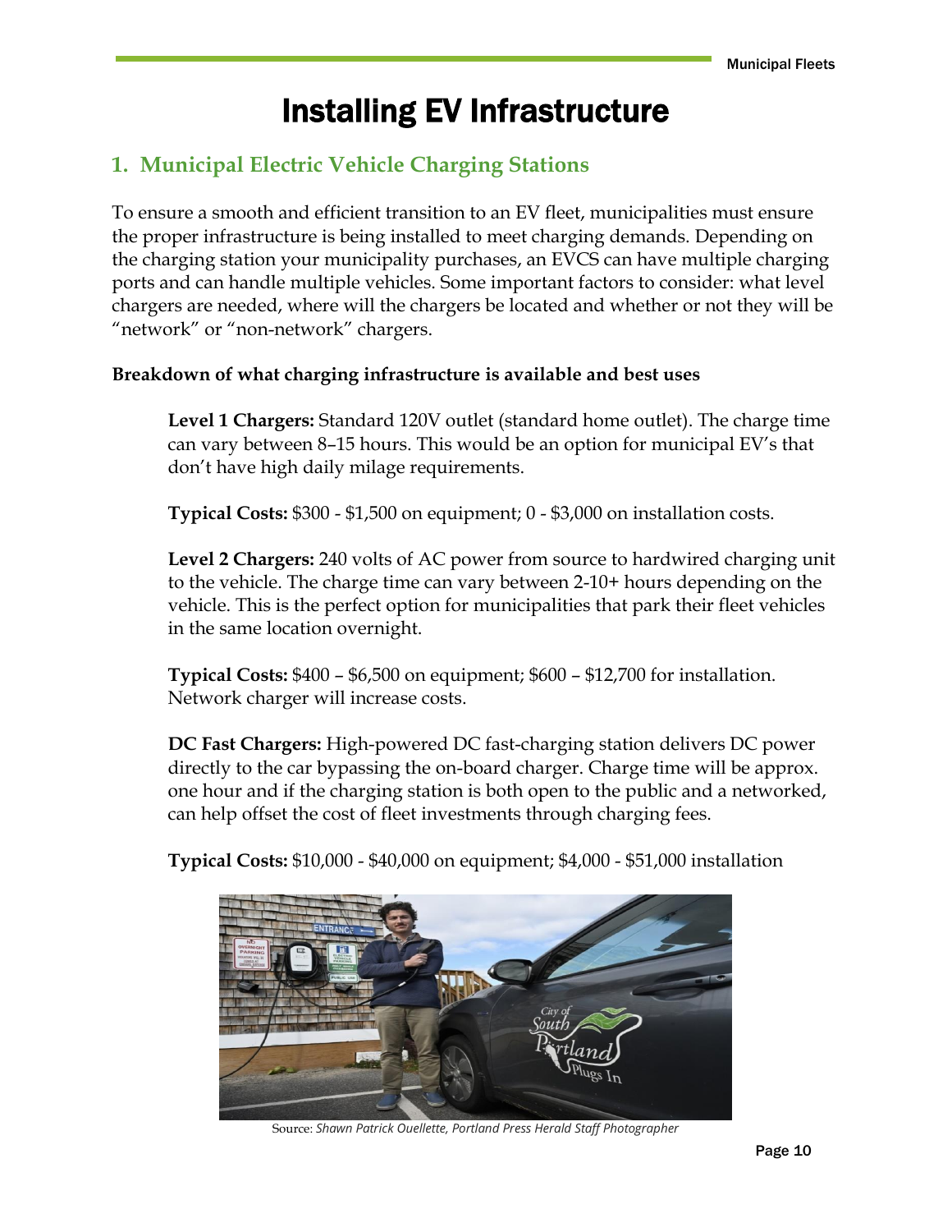# Installing EV Infrastructure

## 1. Municipal Electric Vehicle Charging Stations

To ensure a smooth and efficient transition to an EV fleet, municipalities must ensure the proper infrastructure is being installed to meet charging demands. Depending on the charging station your municipality purchases, an EVCS can have multiple charging ports and can handle multiple vehicles. Some important factors to consider: what level chargers are needed, where will the chargers be located and whether or not they will be "network" or "non-network" chargers.

**Breakdown of what charging infrastructure is available and best uses**

**Level 1 Chargers:** Standard 120V outlet (standard home outlet). The charge time can vary between 8–15 hours. This would be an option for municipal EV's that don't have high daily milage requirements.

**Typical Costs:** $300 - $1,500 on equipment; 0 - $3,000 on installation costs.

**Level 2 Chargers:** 240 volts of AC power from source to hardwired charging unit to the vehicle. The charge time can vary between 2-10+ hours depending on the vehicle. This is the perfect option for municipalities that park their fleet vehicles in the same location overnight.

**Typical Costs:** $400 – $6,500 on equipment; $600 – $12,700 for installation. Network charger will increase costs.

**DC Fast Chargers:** High-powered DC fast-charging station delivers DC power directly to the car bypassing the on-board charger. Charge time will be approx. one hour and if the charging station is both open to the public and a networked, can help offset the cost of fleet investments through charging fees.

**Typical Costs:** $10,000 - $40,000 on equipment; $4,000 - $51,000 installation

Source: *Shawn Patrick Ouellette, Portland Press Herald Staff Photographer*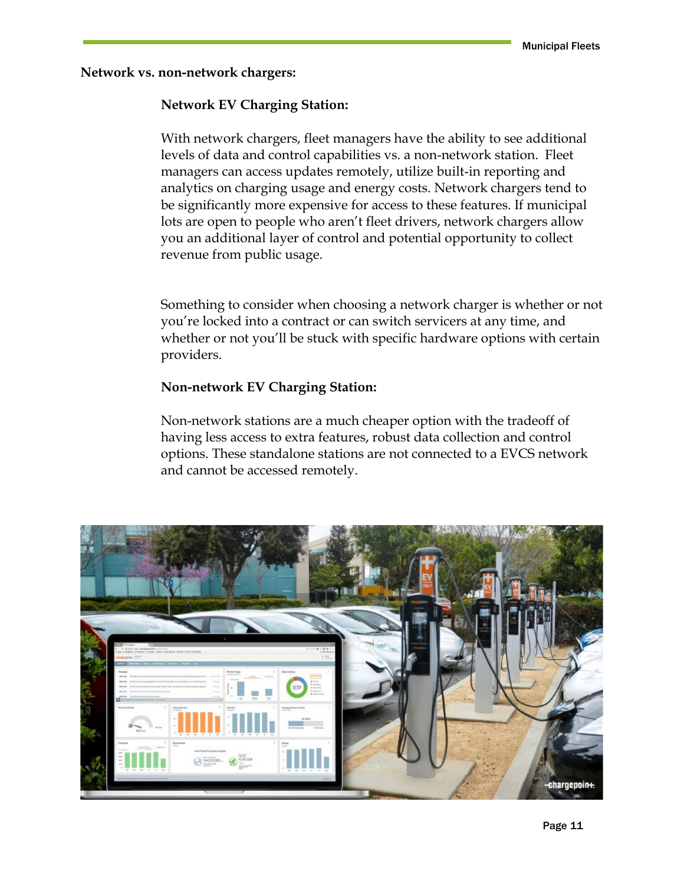## Network vs. non-network chargers:

### Network EV Charging Station:

With network chargers, fleet managers have the ability to see additional levels of data and control capabilities vs. a non-network station. Fleet managers can access updates remotely, utilize built-in reporting and analytics on charging usage and energy costs. Network chargers tend to be significantly more expensive for access to these features. If municipal lots are open to people who aren't fleet drivers, network chargers allow you an additional layer of control and potential opportunity to collect revenue from public usage.

Something to consider when choosing a network charger is whether or not you're locked into a contract or can switch servicers at any time, and whether or not you'll be stuck with specific hardware options with certain providers.

### Non-network EV Charging Station:

Non-network stations are a much cheaper option with the tradeoff of having less access to extra features, robust data collection and control options. These standalone stations are not connected to a EVCS network and cannot be accessed remotely.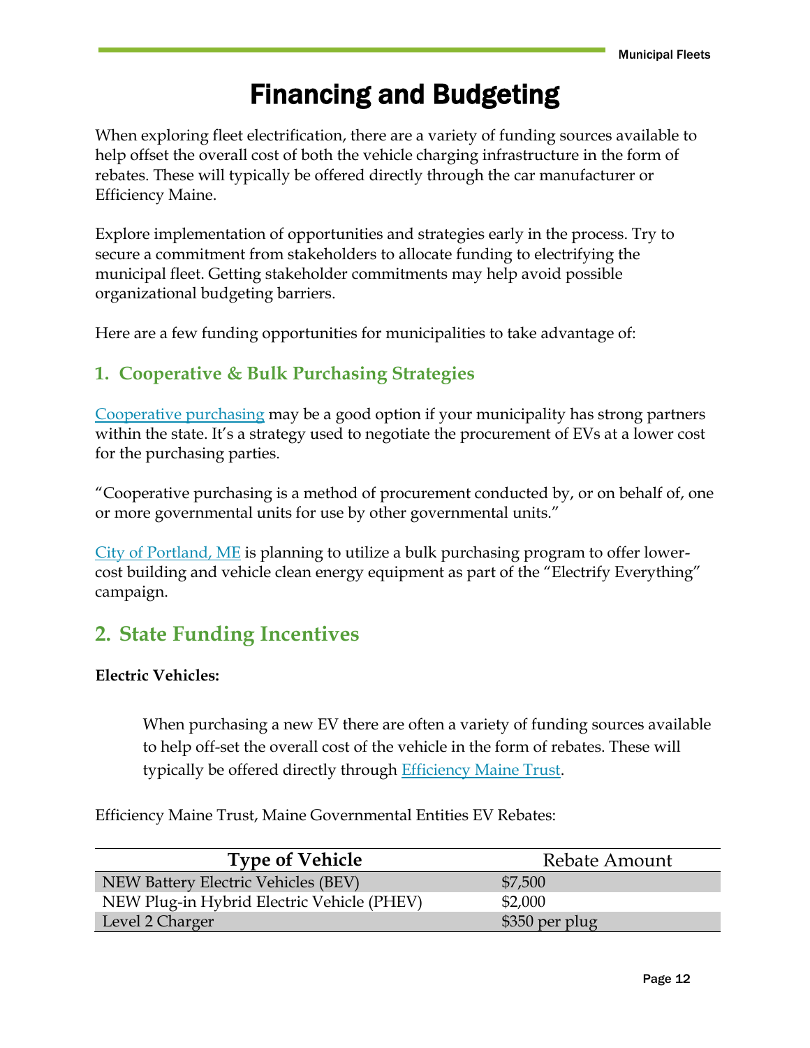# Financing and Budgeting

When exploring fleet electrification, there are a variety of funding sources available to help offset the overall cost of both the vehicle charging infrastructure in the form of rebates. These will typically be offered directly through the car manufacturer or Efficiency Maine.

Explore implementation of opportunities and strategies early in the process. Try to secure a commitment from stakeholders to allocate funding to electrifying the municipal fleet. Getting stakeholder commitments may help avoid possible organizational budgeting barriers.

Here are a few funding opportunities for municipalities to take advantage of:

## 1. Cooperative & Bulk Purchasing Strategies

Cooperative purchasing may be a good option if your municipality has strong partners within the state. It's a strategy used to negotiate the procurement of EVs at a lower cost for the purchasing parties.

"Cooperative purchasing is a method of procurement conducted by, or on behalf of, one or more governmental units for use by other governmental units."

City of Portland, ME is planning to utilize a bulk purchasing program to offer lower-cost building and vehicle clean energy equipment as part of the "Electrify Everything" campaign.

## 2. State Funding Incentives

**Electric Vehicles:**

> When purchasing a new EV there are often a variety of funding sources available to help off-set the overall cost of the vehicle in the form of rebates. These will typically be offered directly through Efficiency Maine Trust.

Efficiency Maine Trust, Maine Governmental Entities EV Rebates:

| Type of Vehicle | Rebate Amount |
|---|---|
| NEW Battery Electric Vehicles (BEV) | $7,500 |
| NEW Plug-in Hybrid Electric Vehicle (PHEV) | $2,000 |
| Level 2 Charger | $350 per plug |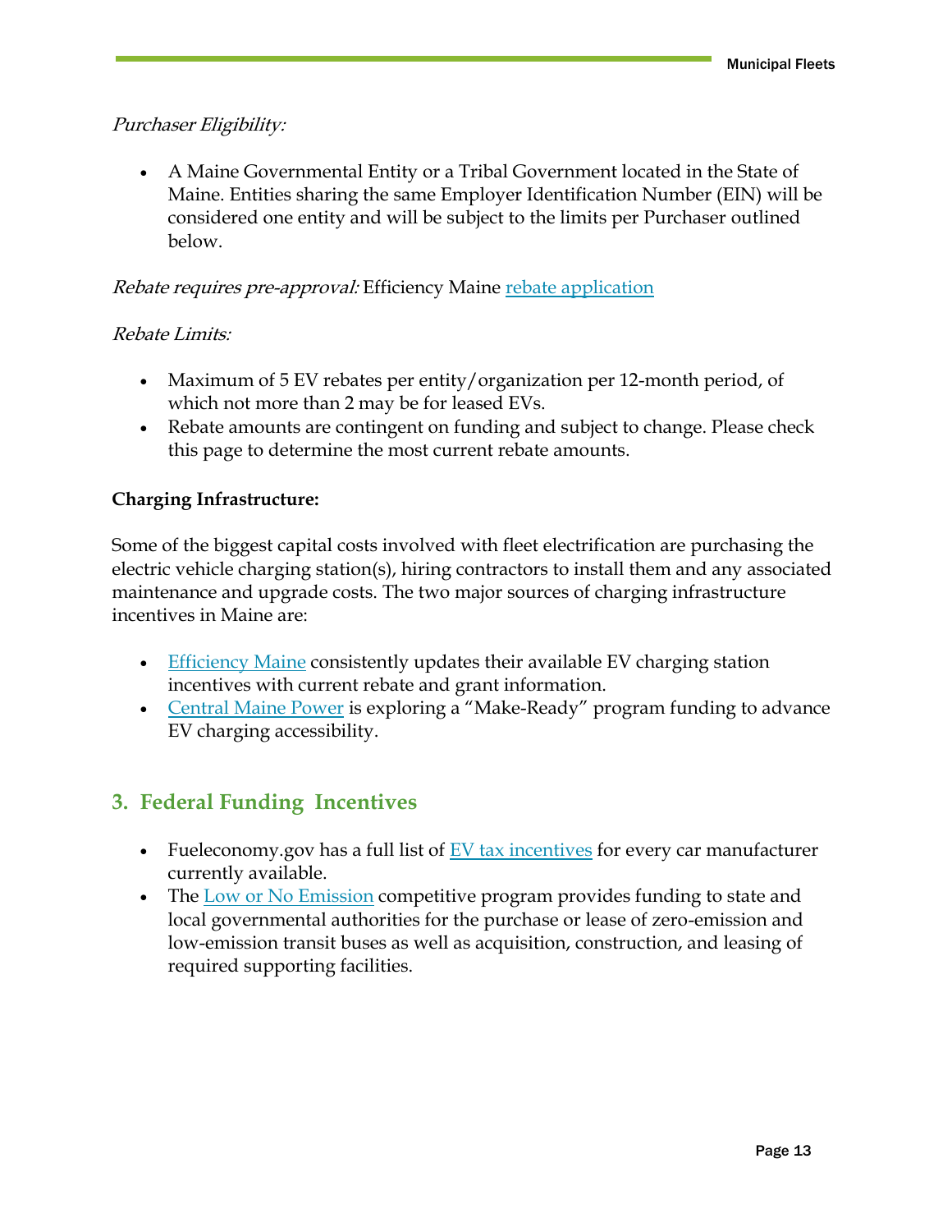*Purchaser Eligibility:*

- A Maine Governmental Entity or a Tribal Government located in the State of Maine. Entities sharing the same Employer Identification Number (EIN) will be considered one entity and will be subject to the limits per Purchaser outlined below.

*Rebate requires pre-approval:* Efficiency Maine rebate application

*Rebate Limits:*

- Maximum of 5 EV rebates per entity/organization per 12-month period, of which not more than 2 may be for leased EVs.
- Rebate amounts are contingent on funding and subject to change. Please check this page to determine the most current rebate amounts.

**Charging Infrastructure:**

Some of the biggest capital costs involved with fleet electrification are purchasing the electric vehicle charging station(s), hiring contractors to install them and any associated maintenance and upgrade costs. The two major sources of charging infrastructure incentives in Maine are:

- Efficiency Maine consistently updates their available EV charging station incentives with current rebate and grant information.
- Central Maine Power is exploring a "Make-Ready" program funding to advance EV charging accessibility.

## 3. Federal Funding Incentives

- Fueleconomy.gov has a full list of EV tax incentives for every car manufacturer currently available.
- The Low or No Emission competitive program provides funding to state and local governmental authorities for the purchase or lease of zero-emission and low-emission transit buses as well as acquisition, construction, and leasing of required supporting facilities.